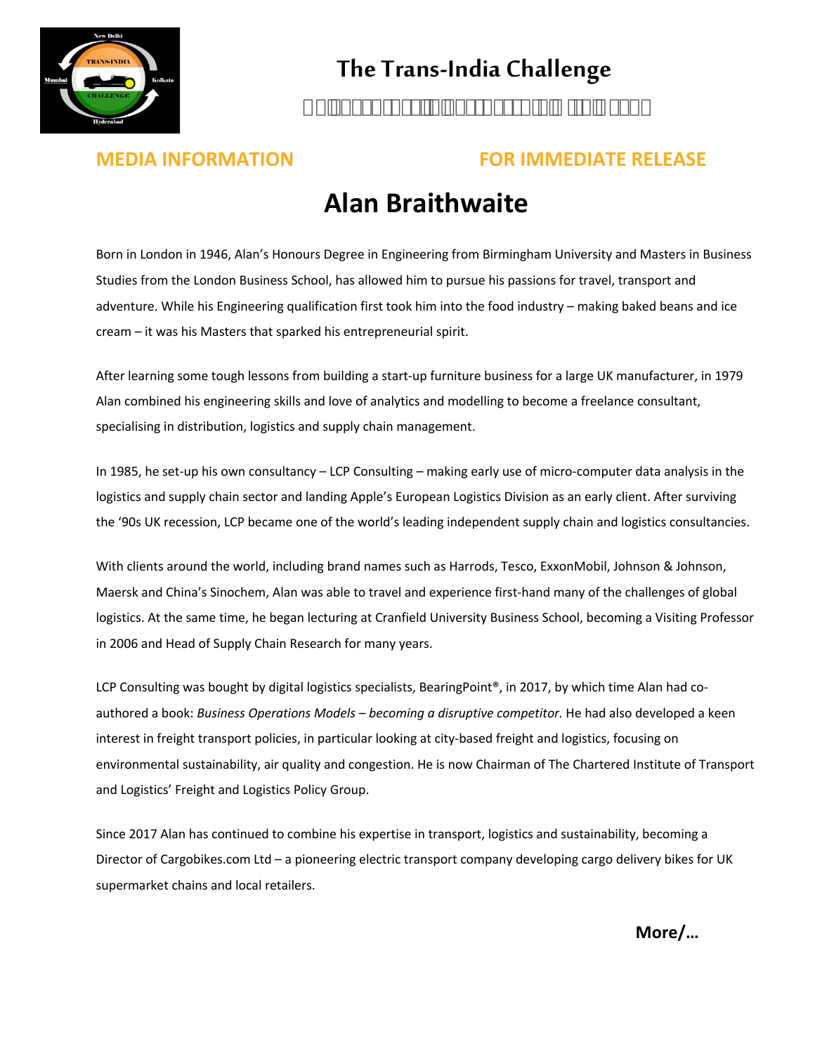# The Trans-India Challenge

**MEDIA INFORMATION** **FOR IMMEDIATE RELEASE**

## Alan Braithwaite

Born in London in 1946, Alan's Honours Degree in Engineering from Birmingham University and Masters in Business Studies from the London Business School, has allowed him to pursue his passions for travel, transport and adventure. While his Engineering qualification first took him into the food industry – making baked beans and ice cream – it was his Masters that sparked his entrepreneurial spirit.

After learning some tough lessons from building a start-up furniture business for a large UK manufacturer, in 1979 Alan combined his engineering skills and love of analytics and modelling to become a freelance consultant, specialising in distribution, logistics and supply chain management.

In 1985, he set-up his own consultancy – LCP Consulting – making early use of micro-computer data analysis in the logistics and supply chain sector and landing Apple's European Logistics Division as an early client. After surviving the '90s UK recession, LCP became one of the world's leading independent supply chain and logistics consultancies.

With clients around the world, including brand names such as Harrods, Tesco, ExxonMobil, Johnson & Johnson, Maersk and China's Sinochem, Alan was able to travel and experience first-hand many of the challenges of global logistics. At the same time, he began lecturing at Cranfield University Business School, becoming a Visiting Professor in 2006 and Head of Supply Chain Research for many years.

LCP Consulting was bought by digital logistics specialists, BearingPoint®, in 2017, by which time Alan had co-authored a book: *Business Operations Models – becoming a disruptive competitor.* He had also developed a keen interest in freight transport policies, in particular looking at city-based freight and logistics, focusing on environmental sustainability, air quality and congestion. He is now Chairman of The Chartered Institute of Transport and Logistics' Freight and Logistics Policy Group.

Since 2017 Alan has continued to combine his expertise in transport, logistics and sustainability, becoming a Director of Cargobikes.com Ltd – a pioneering electric transport company developing cargo delivery bikes for UK supermarket chains and local retailers.

**More/…**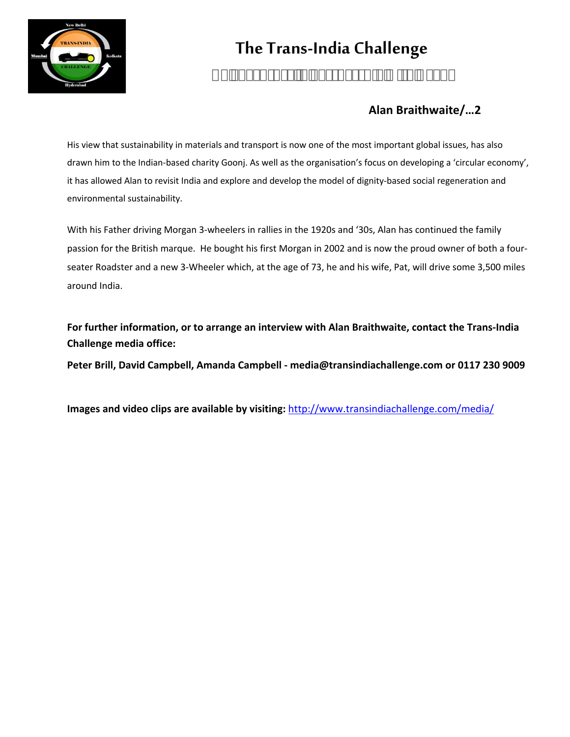# The Trans-India Challenge

**Alan Braithwaite/…2**

His view that sustainability in materials and transport is now one of the most important global issues, has also drawn him to the Indian-based charity Goonj. As well as the organisation's focus on developing a 'circular economy', it has allowed Alan to revisit India and explore and develop the model of dignity-based social regeneration and environmental sustainability.

With his Father driving Morgan 3-wheelers in rallies in the 1920s and '30s, Alan has continued the family passion for the British marque. He bought his first Morgan in 2002 and is now the proud owner of both a four-seater Roadster and a new 3-Wheeler which, at the age of 73, he and his wife, Pat, will drive some 3,500 miles around India.

**For further information, or to arrange an interview with Alan Braithwaite, contact the Trans-India Challenge media office:**

**Peter Brill, David Campbell, Amanda Campbell - media@transindiachallenge.com or 0117 230 9009**

**Images and video clips are available by visiting:** http://www.transindiachallenge.com/media/